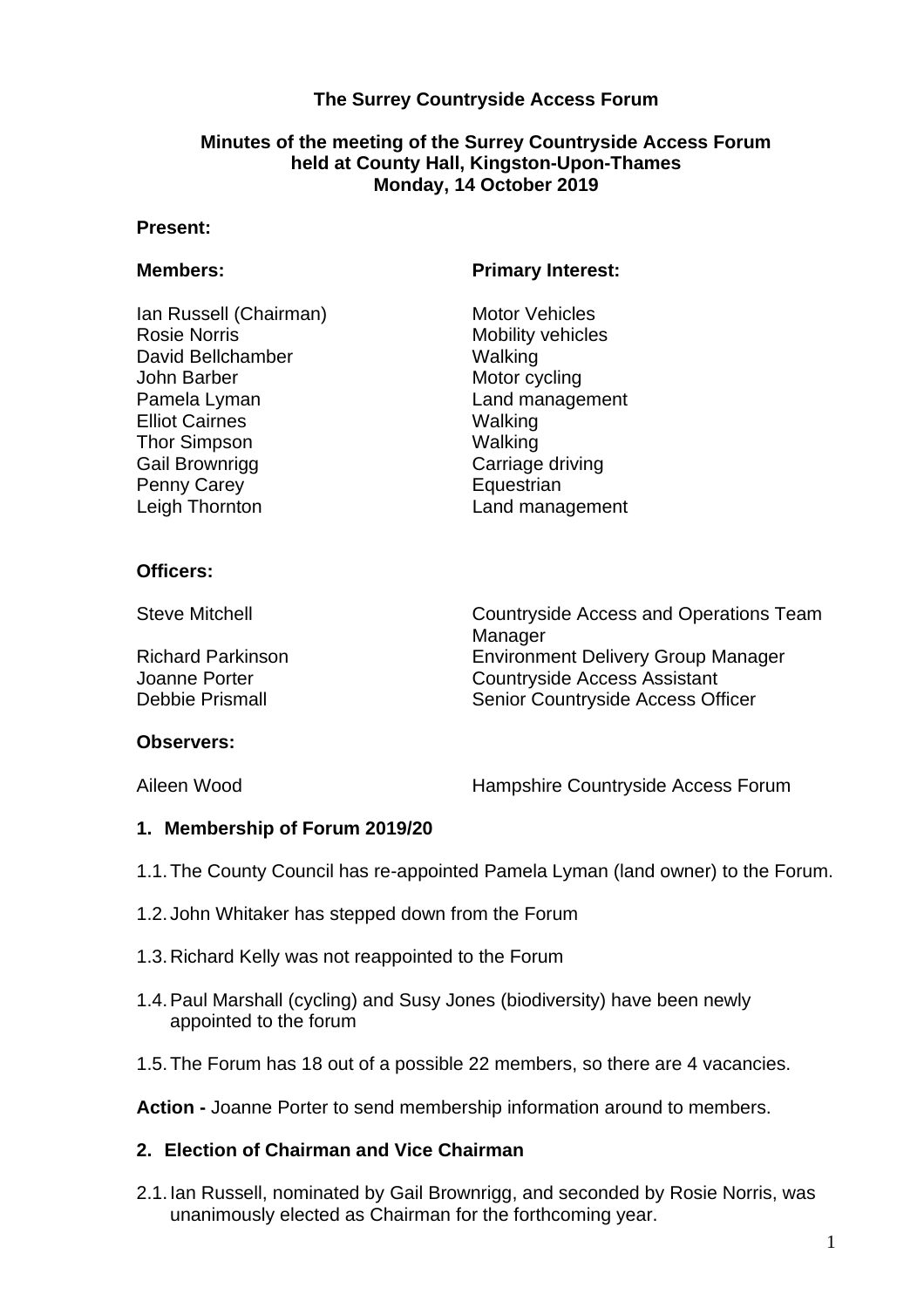# The Surrey Countryside Access Forum

## Minutes of the meeting of the Surrey Countryside Access Forum held at County Hall, Kingston-Upon-Thames Monday, 14 October 2019

**Present:**

| **Members:** | **Primary Interest:** |
|---|---|
| Ian Russell (Chairman) | Motor Vehicles |
| Rosie Norris | Mobility vehicles |
| David Bellchamber | Walking |
| John Barber | Motor cycling |
| Pamela Lyman | Land management |
| Elliot Cairnes | Walking |
| Thor Simpson | Walking |
| Gail Brownrigg | Carriage driving |
| Penny Carey | Equestrian |
| Leigh Thornton | Land management |

**Officers:**

| | |
|---|---|
| Steve Mitchell | Countryside Access and Operations Team Manager |
| Richard Parkinson | Environment Delivery Group Manager |
| Joanne Porter | Countryside Access Assistant |
| Debbie Prismall | Senior Countryside Access Officer |

**Observers:**

| | |
|---|---|
| Aileen Wood | Hampshire Countryside Access Forum |

### 1. Membership of Forum 2019/20

1.1. The County Council has re-appointed Pamela Lyman (land owner) to the Forum.

1.2. John Whitaker has stepped down from the Forum

1.3. Richard Kelly was not reappointed to the Forum

1.4. Paul Marshall (cycling) and Susy Jones (biodiversity) have been newly appointed to the forum

1.5. The Forum has 18 out of a possible 22 members, so there are 4 vacancies.

**Action -** Joanne Porter to send membership information around to members.

### 2. Election of Chairman and Vice Chairman

2.1. Ian Russell, nominated by Gail Brownrigg, and seconded by Rosie Norris, was unanimously elected as Chairman for the forthcoming year.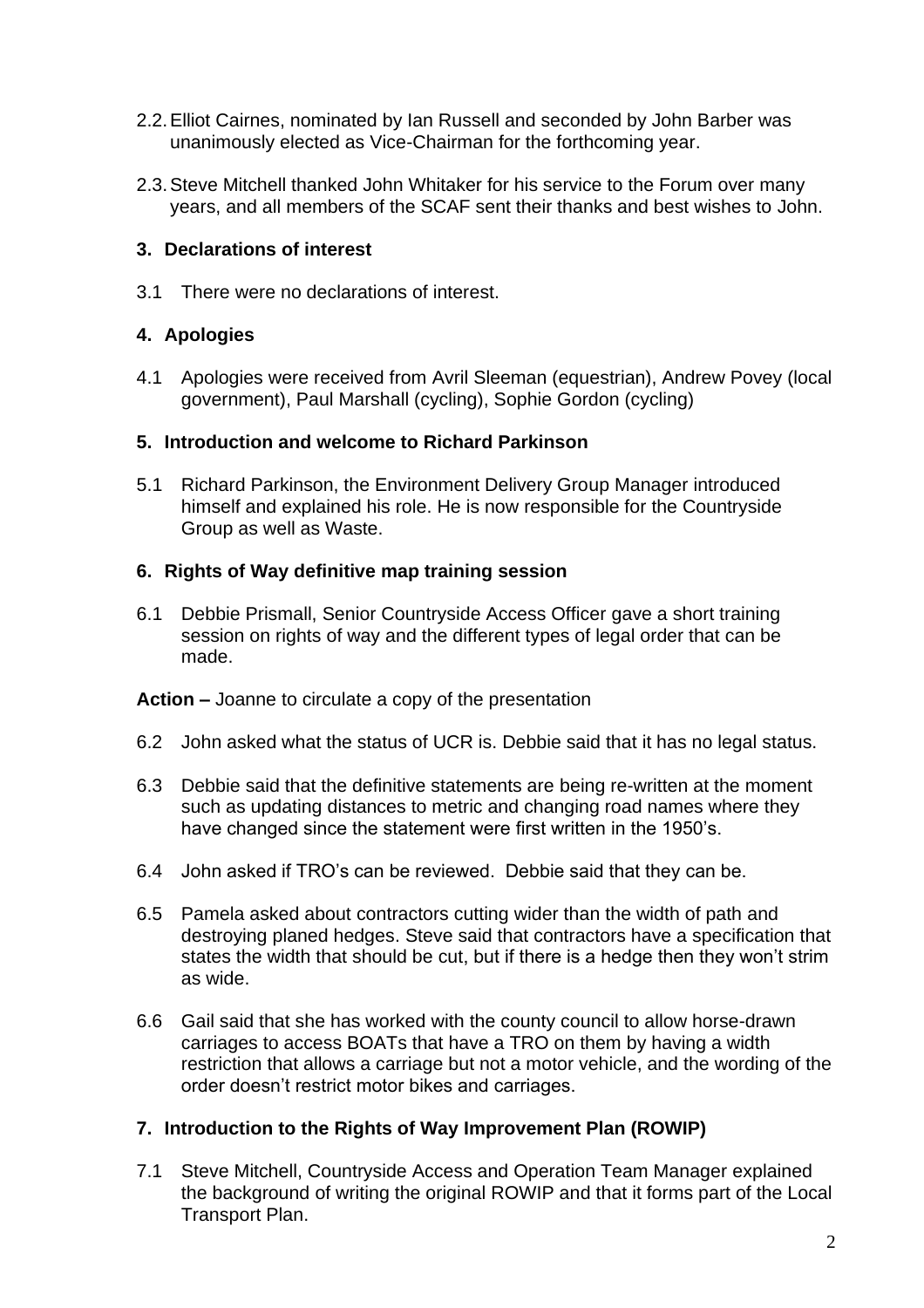2.2. Elliot Cairnes, nominated by Ian Russell and seconded by John Barber was unanimously elected as Vice-Chairman for the forthcoming year.

2.3. Steve Mitchell thanked John Whitaker for his service to the Forum over many years, and all members of the SCAF sent their thanks and best wishes to John.

## 3. Declarations of interest

3.1 There were no declarations of interest.

## 4. Apologies

4.1 Apologies were received from Avril Sleeman (equestrian), Andrew Povey (local government), Paul Marshall (cycling), Sophie Gordon (cycling)

## 5. Introduction and welcome to Richard Parkinson

5.1 Richard Parkinson, the Environment Delivery Group Manager introduced himself and explained his role. He is now responsible for the Countryside Group as well as Waste.

## 6. Rights of Way definitive map training session

6.1 Debbie Prismall, Senior Countryside Access Officer gave a short training session on rights of way and the different types of legal order that can be made.

**Action –** Joanne to circulate a copy of the presentation

6.2 John asked what the status of UCR is. Debbie said that it has no legal status.

6.3 Debbie said that the definitive statements are being re-written at the moment such as updating distances to metric and changing road names where they have changed since the statement were first written in the 1950's.

6.4 John asked if TRO's can be reviewed. Debbie said that they can be.

6.5 Pamela asked about contractors cutting wider than the width of path and destroying planed hedges. Steve said that contractors have a specification that states the width that should be cut, but if there is a hedge then they won't strim as wide.

6.6 Gail said that she has worked with the county council to allow horse-drawn carriages to access BOATs that have a TRO on them by having a width restriction that allows a carriage but not a motor vehicle, and the wording of the order doesn't restrict motor bikes and carriages.

## 7. Introduction to the Rights of Way Improvement Plan (ROWIP)

7.1 Steve Mitchell, Countryside Access and Operation Team Manager explained the background of writing the original ROWIP and that it forms part of the Local Transport Plan.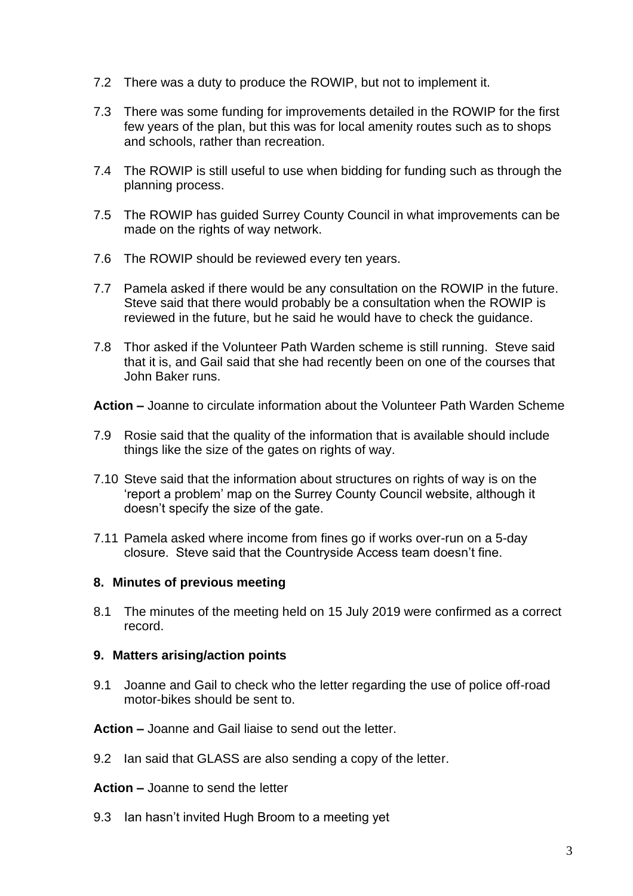7.2 There was a duty to produce the ROWIP, but not to implement it.

7.3 There was some funding for improvements detailed in the ROWIP for the first few years of the plan, but this was for local amenity routes such as to shops and schools, rather than recreation.

7.4 The ROWIP is still useful to use when bidding for funding such as through the planning process.

7.5 The ROWIP has guided Surrey County Council in what improvements can be made on the rights of way network.

7.6 The ROWIP should be reviewed every ten years.

7.7 Pamela asked if there would be any consultation on the ROWIP in the future. Steve said that there would probably be a consultation when the ROWIP is reviewed in the future, but he said he would have to check the guidance.

7.8 Thor asked if the Volunteer Path Warden scheme is still running. Steve said that it is, and Gail said that she had recently been on one of the courses that John Baker runs.

**Action –** Joanne to circulate information about the Volunteer Path Warden Scheme

7.9 Rosie said that the quality of the information that is available should include things like the size of the gates on rights of way.

7.10 Steve said that the information about structures on rights of way is on the 'report a problem' map on the Surrey County Council website, although it doesn't specify the size of the gate.

7.11 Pamela asked where income from fines go if works over-run on a 5-day closure. Steve said that the Countryside Access team doesn't fine.

## 8. Minutes of previous meeting

8.1 The minutes of the meeting held on 15 July 2019 were confirmed as a correct record.

## 9. Matters arising/action points

9.1 Joanne and Gail to check who the letter regarding the use of police off-road motor-bikes should be sent to.

**Action –** Joanne and Gail liaise to send out the letter.

9.2 Ian said that GLASS are also sending a copy of the letter.

**Action –** Joanne to send the letter

9.3 Ian hasn't invited Hugh Broom to a meeting yet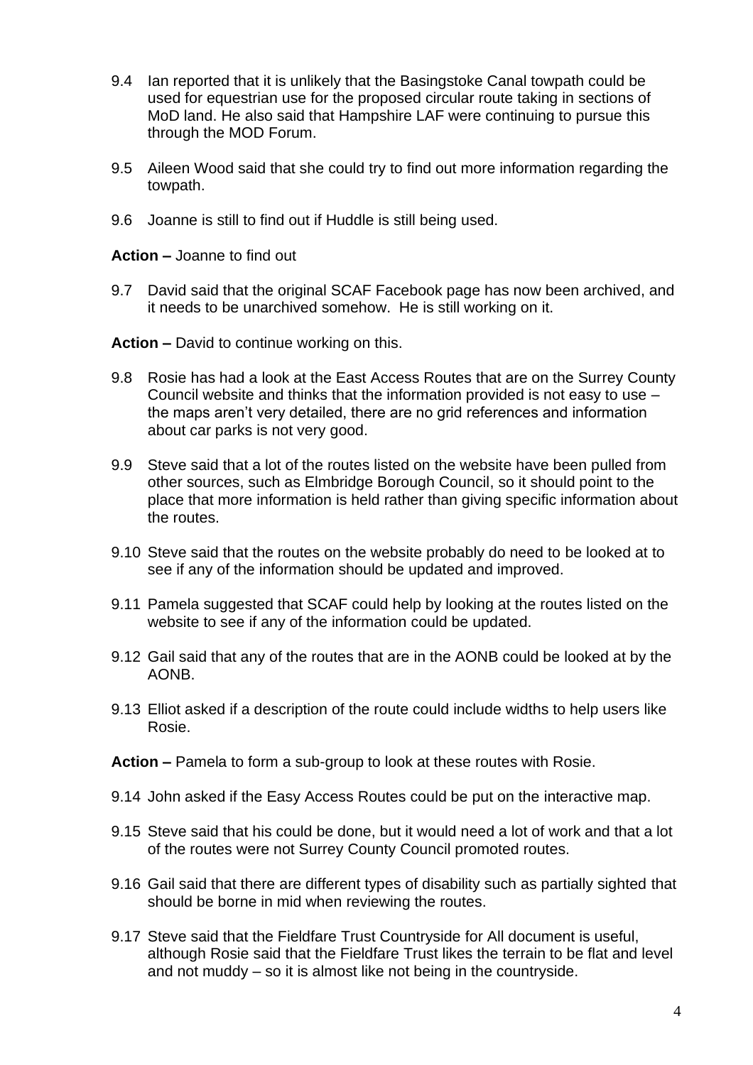9.4 Ian reported that it is unlikely that the Basingstoke Canal towpath could be used for equestrian use for the proposed circular route taking in sections of MoD land. He also said that Hampshire LAF were continuing to pursue this through the MOD Forum.

9.5 Aileen Wood said that she could try to find out more information regarding the towpath.

9.6 Joanne is still to find out if Huddle is still being used.

**Action –** Joanne to find out

9.7 David said that the original SCAF Facebook page has now been archived, and it needs to be unarchived somehow. He is still working on it.

**Action –** David to continue working on this.

9.8 Rosie has had a look at the East Access Routes that are on the Surrey County Council website and thinks that the information provided is not easy to use – the maps aren't very detailed, there are no grid references and information about car parks is not very good.

9.9 Steve said that a lot of the routes listed on the website have been pulled from other sources, such as Elmbridge Borough Council, so it should point to the place that more information is held rather than giving specific information about the routes.

9.10 Steve said that the routes on the website probably do need to be looked at to see if any of the information should be updated and improved.

9.11 Pamela suggested that SCAF could help by looking at the routes listed on the website to see if any of the information could be updated.

9.12 Gail said that any of the routes that are in the AONB could be looked at by the AONB.

9.13 Elliot asked if a description of the route could include widths to help users like Rosie.

**Action –** Pamela to form a sub-group to look at these routes with Rosie.

9.14 John asked if the Easy Access Routes could be put on the interactive map.

9.15 Steve said that his could be done, but it would need a lot of work and that a lot of the routes were not Surrey County Council promoted routes.

9.16 Gail said that there are different types of disability such as partially sighted that should be borne in mid when reviewing the routes.

9.17 Steve said that the Fieldfare Trust Countryside for All document is useful, although Rosie said that the Fieldfare Trust likes the terrain to be flat and level and not muddy – so it is almost like not being in the countryside.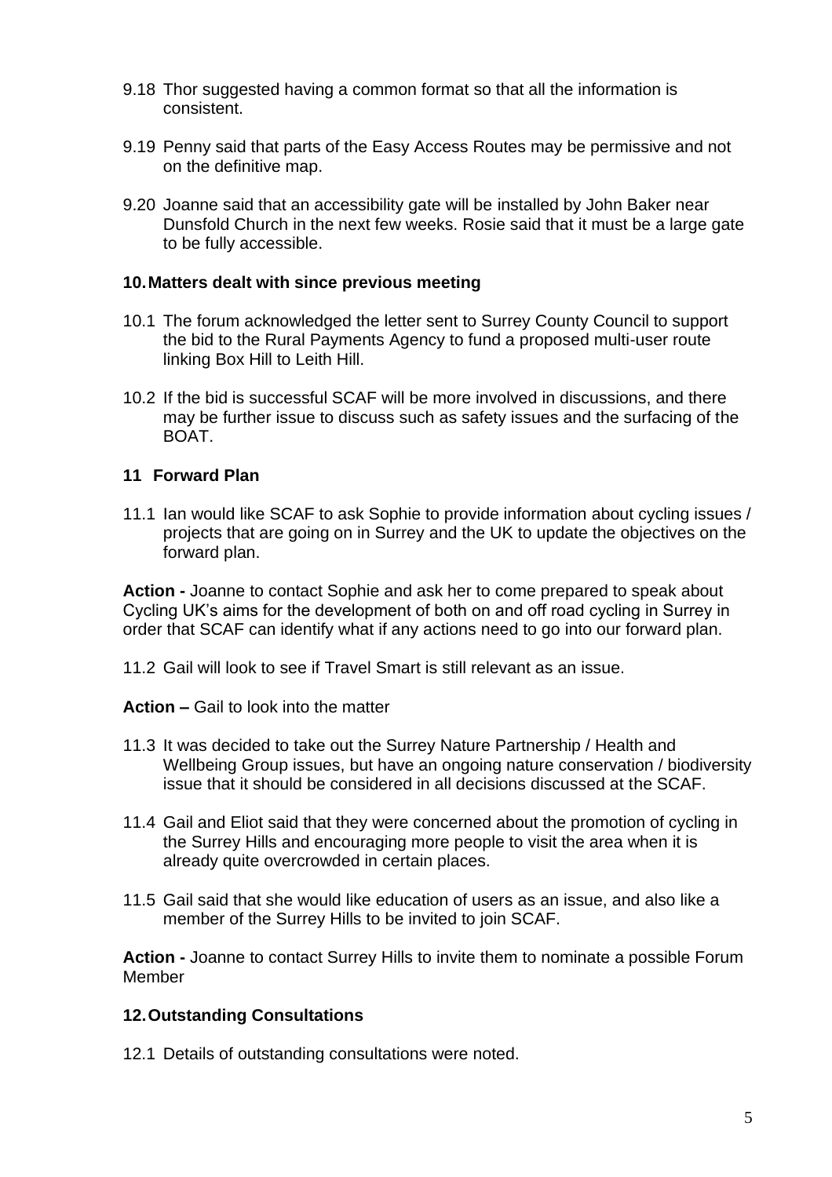9.18 Thor suggested having a common format so that all the information is consistent.

9.19 Penny said that parts of the Easy Access Routes may be permissive and not on the definitive map.

9.20 Joanne said that an accessibility gate will be installed by John Baker near Dunsfold Church in the next few weeks. Rosie said that it must be a large gate to be fully accessible.

## 10. Matters dealt with since previous meeting

10.1 The forum acknowledged the letter sent to Surrey County Council to support the bid to the Rural Payments Agency to fund a proposed multi-user route linking Box Hill to Leith Hill.

10.2 If the bid is successful SCAF will be more involved in discussions, and there may be further issue to discuss such as safety issues and the surfacing of the BOAT.

## 11 Forward Plan

11.1 Ian would like SCAF to ask Sophie to provide information about cycling issues / projects that are going on in Surrey and the UK to update the objectives on the forward plan.

**Action -** Joanne to contact Sophie and ask her to come prepared to speak about Cycling UK's aims for the development of both on and off road cycling in Surrey in order that SCAF can identify what if any actions need to go into our forward plan.

11.2 Gail will look to see if Travel Smart is still relevant as an issue.

**Action –** Gail to look into the matter

11.3 It was decided to take out the Surrey Nature Partnership / Health and Wellbeing Group issues, but have an ongoing nature conservation / biodiversity issue that it should be considered in all decisions discussed at the SCAF.

11.4 Gail and Eliot said that they were concerned about the promotion of cycling in the Surrey Hills and encouraging more people to visit the area when it is already quite overcrowded in certain places.

11.5 Gail said that she would like education of users as an issue, and also like a member of the Surrey Hills to be invited to join SCAF.

**Action -** Joanne to contact Surrey Hills to invite them to nominate a possible Forum Member

## 12. Outstanding Consultations

12.1 Details of outstanding consultations were noted.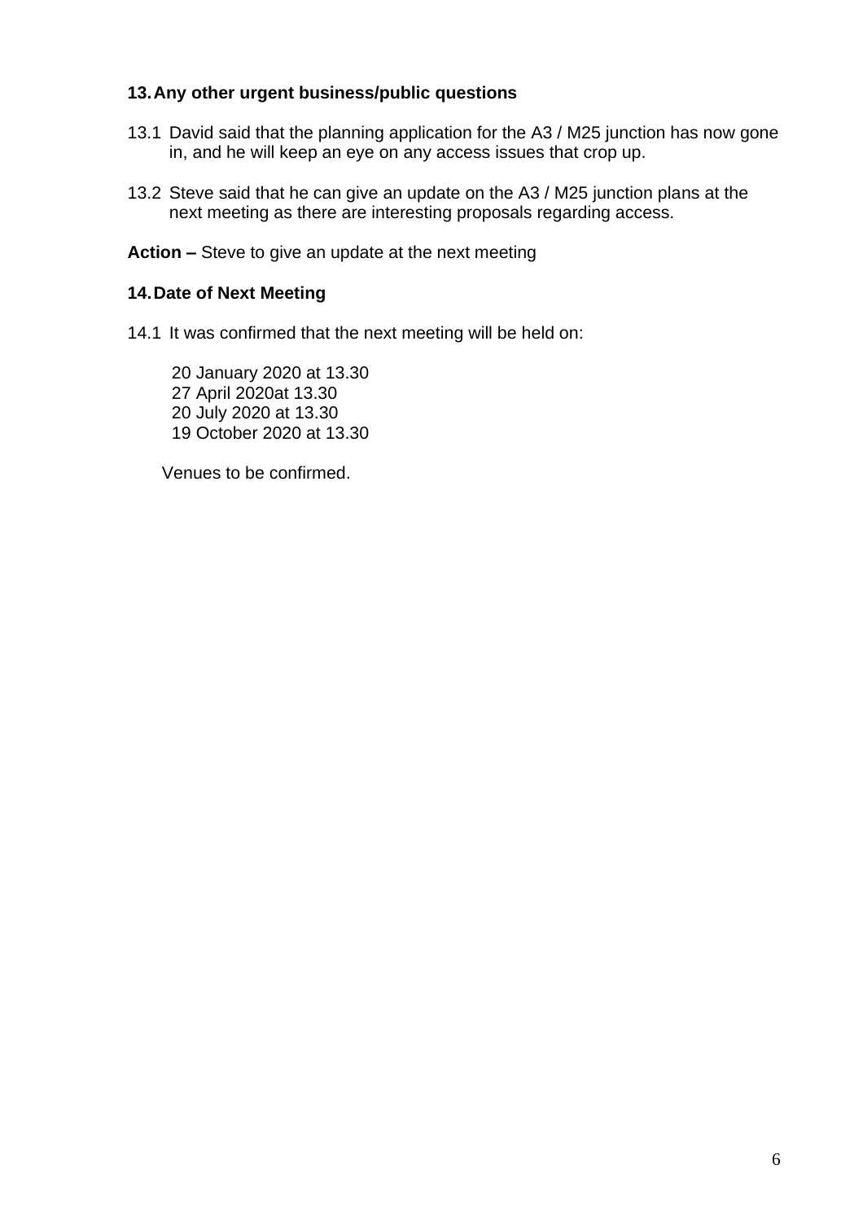## 13. Any other urgent business/public questions

13.1 David said that the planning application for the A3 / M25 junction has now gone in, and he will keep an eye on any access issues that crop up.

13.2 Steve said that he can give an update on the A3 / M25 junction plans at the next meeting as there are interesting proposals regarding access.

**Action –** Steve to give an update at the next meeting

## 14. Date of Next Meeting

14.1 It was confirmed that the next meeting will be held on:

20 January 2020 at 13.30
27 April 2020at 13.30
20 July 2020 at 13.30
19 October 2020 at 13.30

Venues to be confirmed.